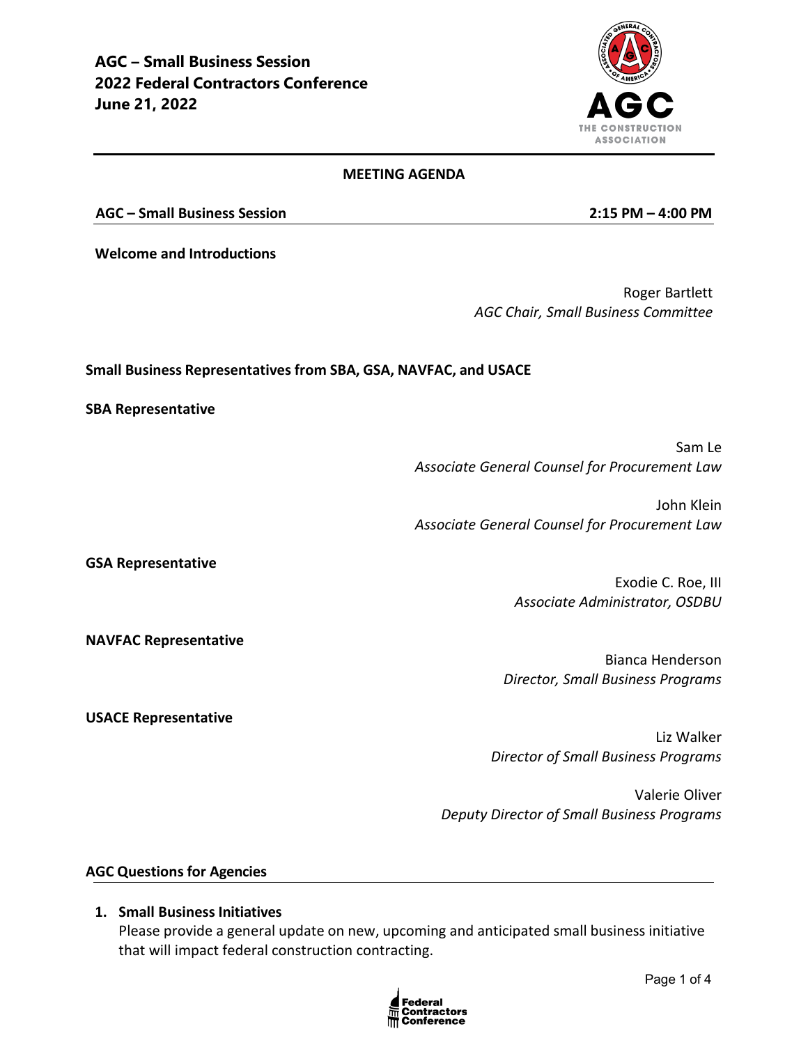# AGC – Small Business Session
## 2022 Federal Contractors Conference
## June 21, 2022

### MEETING AGENDA

**AGC – Small Business Session** **2:15 PM – 4:00 PM**

**Welcome and Introductions**

Roger Bartlett
*AGC Chair, Small Business Committee*

**Small Business Representatives from SBA, GSA, NAVFAC, and USACE**

**SBA Representative**

Sam Le
*Associate General Counsel for Procurement Law*

John Klein
*Associate General Counsel for Procurement Law*

**GSA Representative**

Exodie C. Roe, III
*Associate Administrator, OSDBU*

**NAVFAC Representative**

Bianca Henderson
*Director, Small Business Programs*

**USACE Representative**

Liz Walker
*Director of Small Business Programs*

Valerie Oliver
*Deputy Director of Small Business Programs*

**AGC Questions for Agencies**

1. **Small Business Initiatives**
   Please provide a general update on new, upcoming and anticipated small business initiative that will impact federal construction contracting.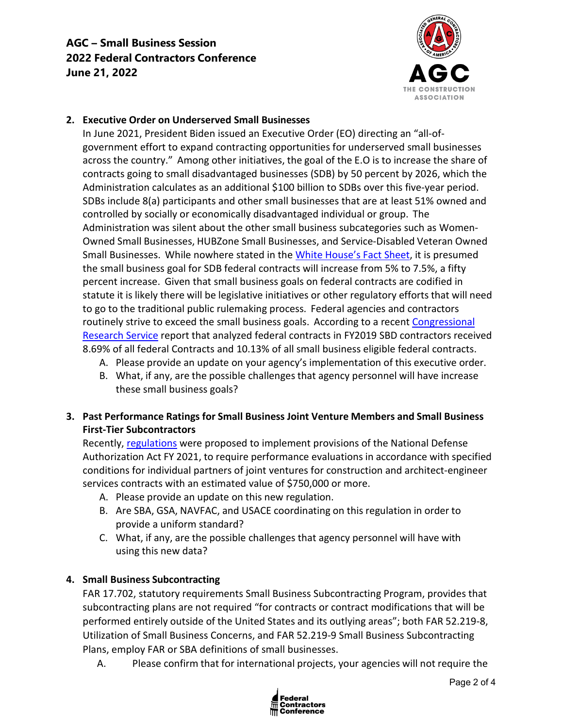**AGC – Small Business Session**
**2022 Federal Contractors Conference**
**June 21, 2022**

2. **Executive Order on Underserved Small Businesses**

   In June 2021, President Biden issued an Executive Order (EO) directing an "all-of-government effort to expand contracting opportunities for underserved small businesses across the country." Among other initiatives, the goal of the E.O is to increase the share of contracts going to small disadvantaged businesses (SDB) by 50 percent by 2026, which the Administration calculates as an additional $100 billion to SDBs over this five-year period. SDBs include 8(a) participants and other small businesses that are at least 51% owned and controlled by socially or economically disadvantaged individual or group. The Administration was silent about the other small business subcategories such as Women-Owned Small Businesses, HUBZone Small Businesses, and Service-Disabled Veteran Owned Small Businesses. While nowhere stated in the White House's Fact Sheet, it is presumed the small business goal for SDB federal contracts will increase from 5% to 7.5%, a fifty percent increase. Given that small business goals on federal contracts are codified in statute it is likely there will be legislative initiatives or other regulatory efforts that will need to go to the traditional public rulemaking process. Federal agencies and contractors routinely strive to exceed the small business goals. According to a recent Congressional Research Service report that analyzed federal contracts in FY2019 SBD contractors received 8.69% of all federal Contracts and 10.13% of all small business eligible federal contracts.

   A. Please provide an update on your agency's implementation of this executive order.
   B. What, if any, are the possible challenges that agency personnel will have increase these small business goals?

3. **Past Performance Ratings for Small Business Joint Venture Members and Small Business First-Tier Subcontractors**

   Recently, regulations were proposed to implement provisions of the National Defense Authorization Act FY 2021, to require performance evaluations in accordance with specified conditions for individual partners of joint ventures for construction and architect-engineer services contracts with an estimated value of $750,000 or more.

   A. Please provide an update on this new regulation.
   B. Are SBA, GSA, NAVFAC, and USACE coordinating on this regulation in order to provide a uniform standard?
   C. What, if any, are the possible challenges that agency personnel will have with using this new data?

4. **Small Business Subcontracting**

   FAR 17.702, statutory requirements Small Business Subcontracting Program, provides that subcontracting plans are not required "for contracts or contract modifications that will be performed entirely outside of the United States and its outlying areas"; both FAR 52.219-8, Utilization of Small Business Concerns, and FAR 52.219-9 Small Business Subcontracting Plans, employ FAR or SBA definitions of small businesses.

   A. Please confirm that for international projects, your agencies will not require the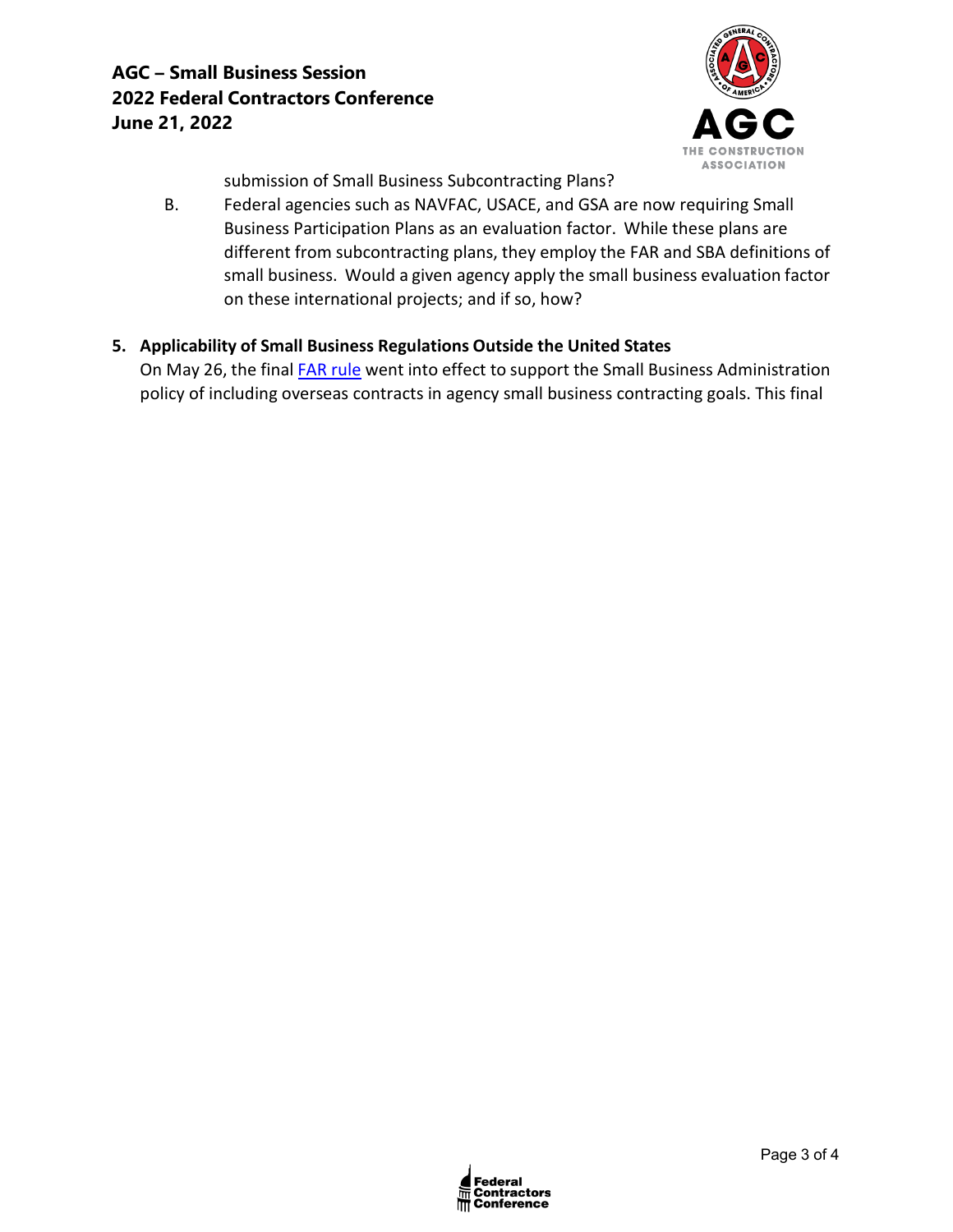submission of Small Business Subcontracting Plans?

B. Federal agencies such as NAVFAC, USACE, and GSA are now requiring Small Business Participation Plans as an evaluation factor. While these plans are different from subcontracting plans, they employ the FAR and SBA definitions of small business. Would a given agency apply the small business evaluation factor on these international projects; and if so, how?

**5. Applicability of Small Business Regulations Outside the United States**

On May 26, the final FAR rule went into effect to support the Small Business Administration policy of including overseas contracts in agency small business contracting goals. This final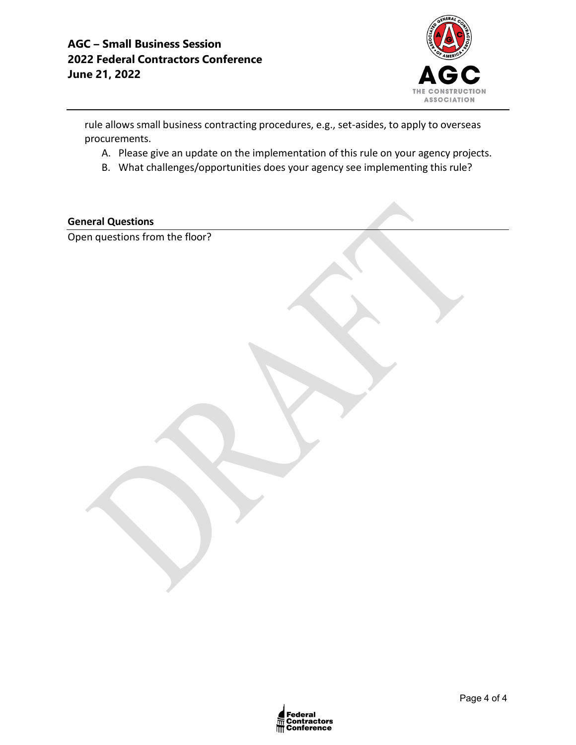rule allows small business contracting procedures, e.g., set-asides, to apply to overseas procurements.

A. Please give an update on the implementation of this rule on your agency projects.
B. What challenges/opportunities does your agency see implementing this rule?

**General Questions**

Open questions from the floor?